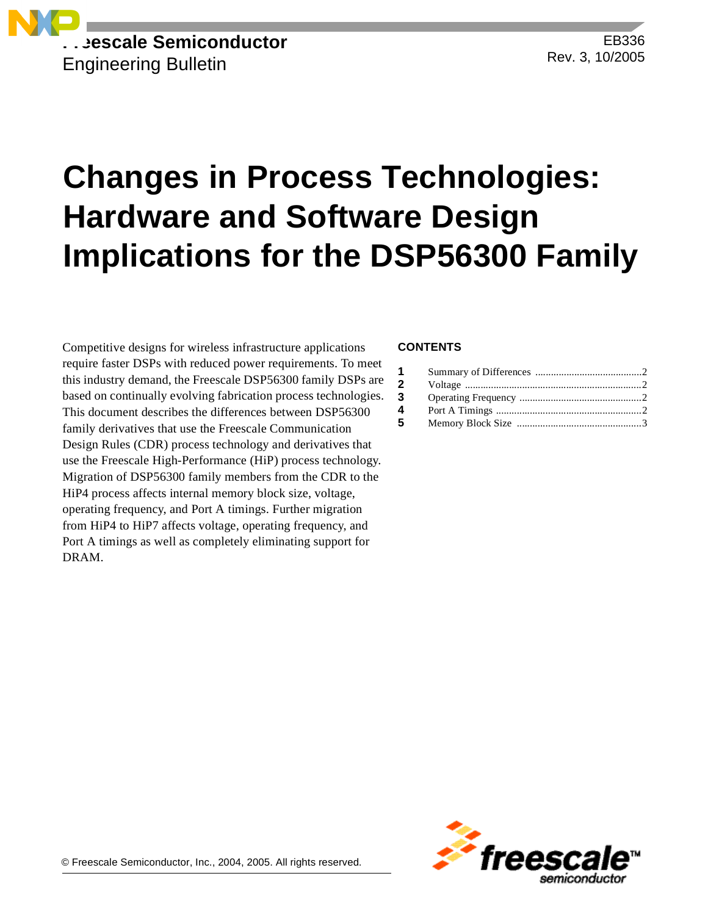Freescale Semiconductor
Engineering Bulletin

EB336
Rev. 3, 10/2005

# Changes in Process Technologies: Hardware and Software Design Implications for the DSP56300 Family

Competitive designs for wireless infrastructure applications require faster DSPs with reduced power requirements. To meet this industry demand, the Freescale DSP56300 family DSPs are based on continually evolving fabrication process technologies. This document describes the differences between DSP56300 family derivatives that use the Freescale Communication Design Rules (CDR) process technology and derivatives that use the Freescale High-Performance (HiP) process technology. Migration of DSP56300 family members from the CDR to the HiP4 process affects internal memory block size, voltage, operating frequency, and Port A timings. Further migration from HiP4 to HiP7 affects voltage, operating frequency, and Port A timings as well as completely eliminating support for DRAM.

**CONTENTS**

| | | |
|---|---|---|
| 1 | Summary of Differences | 2 |
| 2 | Voltage | 2 |
| 3 | Operating Frequency | 2 |
| 4 | Port A Timings | 2 |
| 5 | Memory Block Size | 3 |

© Freescale Semiconductor, Inc., 2004, 2005. All rights reserved.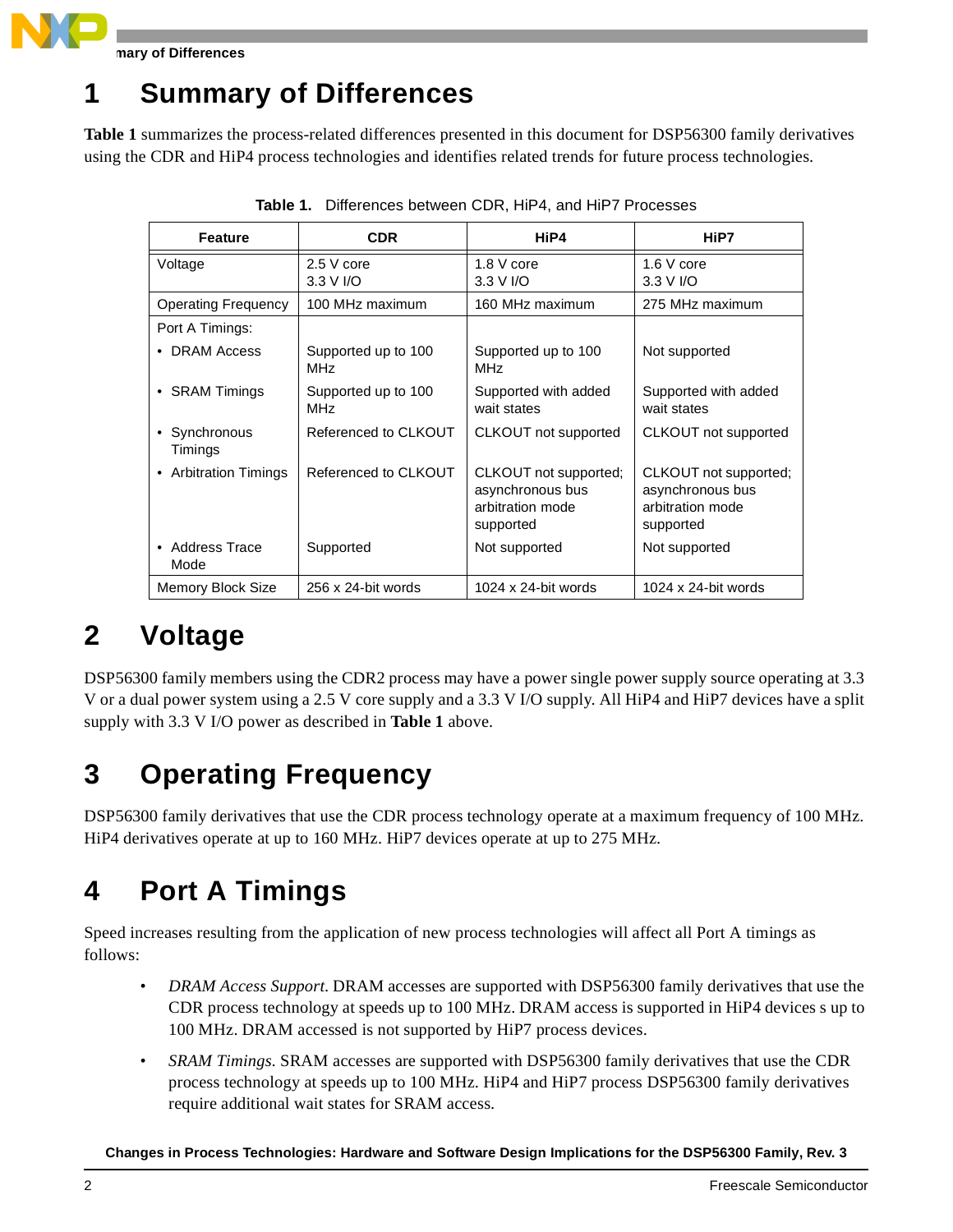# 1 Summary of Differences

**Table 1** summarizes the process-related differences presented in this document for DSP56300 family derivatives using the CDR and HiP4 process technologies and identifies related trends for future process technologies.

**Table 1.** Differences between CDR, HiP4, and HiP7 Processes

| Feature | CDR | HiP4 | HiP7 |
|---|---|---|---|
| Voltage | 2.5 V core<br>3.3 V I/O | 1.8 V core<br>3.3 V I/O | 1.6 V core<br>3.3 V I/O |
| Operating Frequency | 100 MHz maximum | 160 MHz maximum | 275 MHz maximum |
| Port A Timings: | | | |
| • DRAM Access | Supported up to 100 MHz | Supported up to 100 MHz | Not supported |
| • SRAM Timings | Supported up to 100 MHz | Supported with added wait states | Supported with added wait states |
| • Synchronous Timings | Referenced to CLKOUT | CLKOUT not supported | CLKOUT not supported |
| • Arbitration Timings | Referenced to CLKOUT | CLKOUT not supported; asynchronous bus arbitration mode supported | CLKOUT not supported; asynchronous bus arbitration mode supported |
| • Address Trace Mode | Supported | Not supported | Not supported |
| Memory Block Size | 256 x 24-bit words | 1024 x 24-bit words | 1024 x 24-bit words |

# 2 Voltage

DSP56300 family members using the CDR2 process may have a power single power supply source operating at 3.3 V or a dual power system using a 2.5 V core supply and a 3.3 V I/O supply. All HiP4 and HiP7 devices have a split supply with 3.3 V I/O power as described in **Table 1** above.

# 3 Operating Frequency

DSP56300 family derivatives that use the CDR process technology operate at a maximum frequency of 100 MHz. HiP4 derivatives operate at up to 160 MHz. HiP7 devices operate at up to 275 MHz.

# 4 Port A Timings

Speed increases resulting from the application of new process technologies will affect all Port A timings as follows:

- *DRAM Access Support*. DRAM accesses are supported with DSP56300 family derivatives that use the CDR process technology at speeds up to 100 MHz. DRAM access is supported in HiP4 devices s up to 100 MHz. DRAM accessed is not supported by HiP7 process devices.
- *SRAM Timings*. SRAM accesses are supported with DSP56300 family derivatives that use the CDR process technology at speeds up to 100 MHz. HiP4 and HiP7 process DSP56300 family derivatives require additional wait states for SRAM access.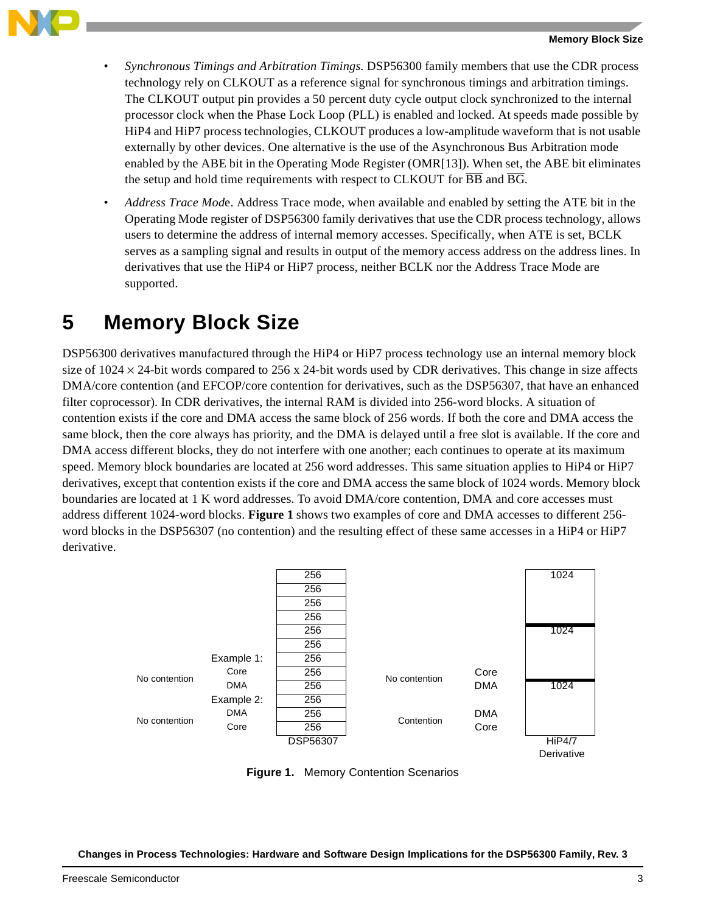- *Synchronous Timings and Arbitration Timings*. DSP56300 family members that use the CDR process technology rely on CLKOUT as a reference signal for synchronous timings and arbitration timings. The CLKOUT output pin provides a 50 percent duty cycle output clock synchronized to the internal processor clock when the Phase Lock Loop (PLL) is enabled and locked. At speeds made possible by HiP4 and HiP7 process technologies, CLKOUT produces a low-amplitude waveform that is not usable externally by other devices. One alternative is the use of the Asynchronous Bus Arbitration mode enabled by the ABE bit in the Operating Mode Register (OMR[13]). When set, the ABE bit eliminates the setup and hold time requirements with respect to CLKOUT for $\overline{BB}$ and $\overline{BG}$.
- *Address Trace Mod*e. Address Trace mode, when available and enabled by setting the ATE bit in the Operating Mode register of DSP56300 family derivatives that use the CDR process technology, allows users to determine the address of internal memory accesses. Specifically, when ATE is set, BCLK serves as a sampling signal and results in output of the memory access address on the address lines. In derivatives that use the HiP4 or HiP7 process, neither BCLK nor the Address Trace Mode are supported.

# 5 Memory Block Size

DSP56300 derivatives manufactured through the HiP4 or HiP7 process technology use an internal memory block size of 1024 × 24-bit words compared to 256 x 24-bit words used by CDR derivatives. This change in size affects DMA/core contention (and EFCOP/core contention for derivatives, such as the DSP56307, that have an enhanced filter coprocessor). In CDR derivatives, the internal RAM is divided into 256-word blocks. A situation of contention exists if the core and DMA access the same block of 256 words. If both the core and DMA access the same block, then the core always has priority, and the DMA is delayed until a free slot is available. If the core and DMA access different blocks, they do not interfere with one another; each continues to operate at its maximum speed. Memory block boundaries are located at 256 word addresses. This same situation applies to HiP4 or HiP7 derivatives, except that contention exists if the core and DMA access the same block of 1024 words. Memory block boundaries are located at 1 K word addresses. To avoid DMA/core contention, DMA and core accesses must address different 1024-word blocks. **Figure 1** shows two examples of core and DMA accesses to different 256-word blocks in the DSP56307 (no contention) and the resulting effect of these same accesses in a HiP4 or HiP7 derivative.

| | | DSP56307 | | | HiP4/7 Derivative |
|---|---|---|---|---|---|
| | | 256 | | | 1024 |
| | | 256 | | | |
| | | 256 | | | |
| | | 256 | | | |
| | | 256 | | | 1024 |
| | | 256 | | | |
| | Example 1: | 256 | | | |
| No contention | Core | 256 | No contention | Core | |
| | DMA | 256 | | DMA | 1024 |
| | Example 2: | 256 | | | |
| No contention | DMA | 256 | Contention | DMA | |
| | Core | 256 | | Core | |

**Figure 1.** Memory Contention Scenarios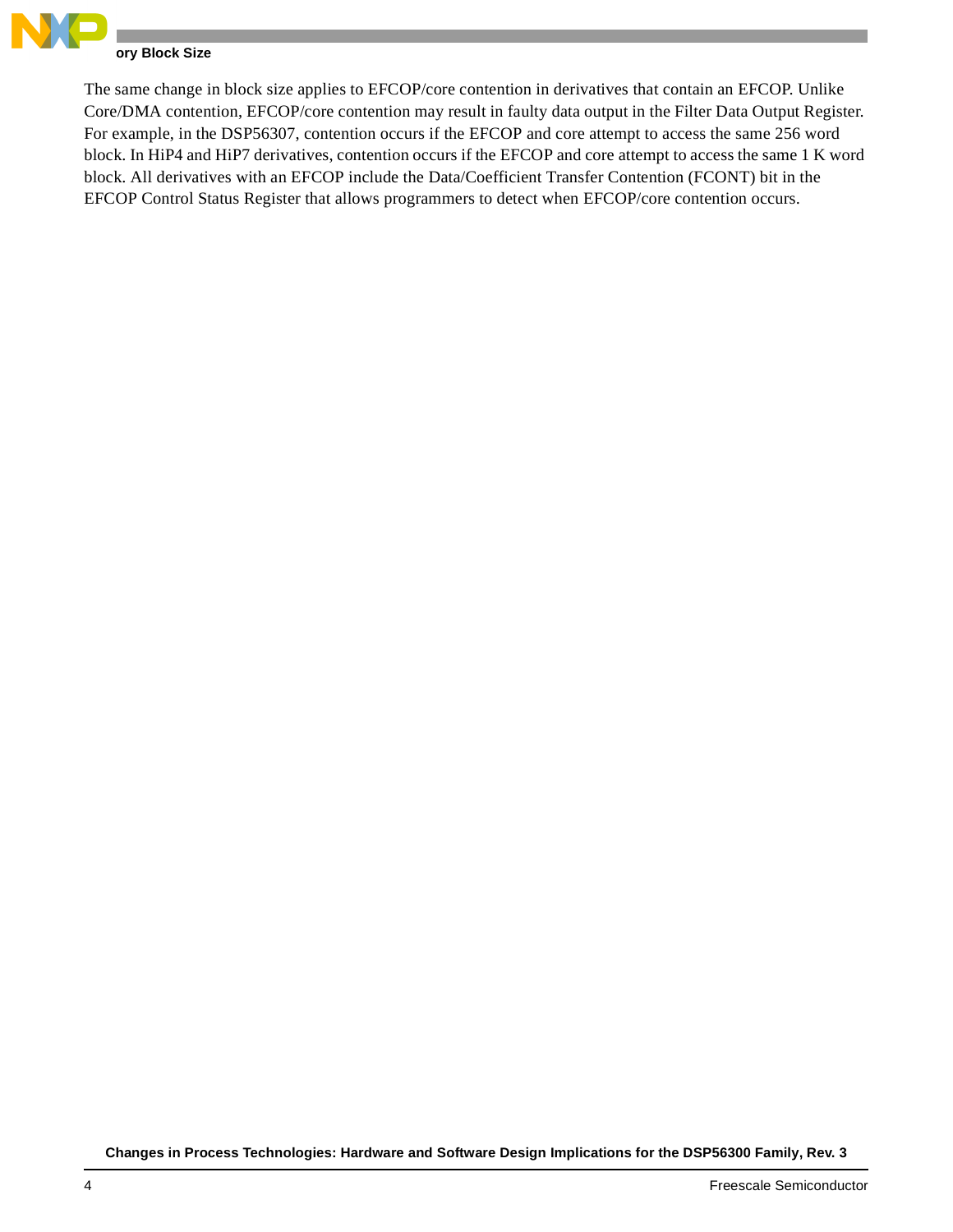The same change in block size applies to EFCOP/core contention in derivatives that contain an EFCOP. Unlike Core/DMA contention, EFCOP/core contention may result in faulty data output in the Filter Data Output Register. For example, in the DSP56307, contention occurs if the EFCOP and core attempt to access the same 256 word block. In HiP4 and HiP7 derivatives, contention occurs if the EFCOP and core attempt to access the same 1 K word block. All derivatives with an EFCOP include the Data/Coefficient Transfer Contention (FCONT) bit in the EFCOP Control Status Register that allows programmers to detect when EFCOP/core contention occurs.